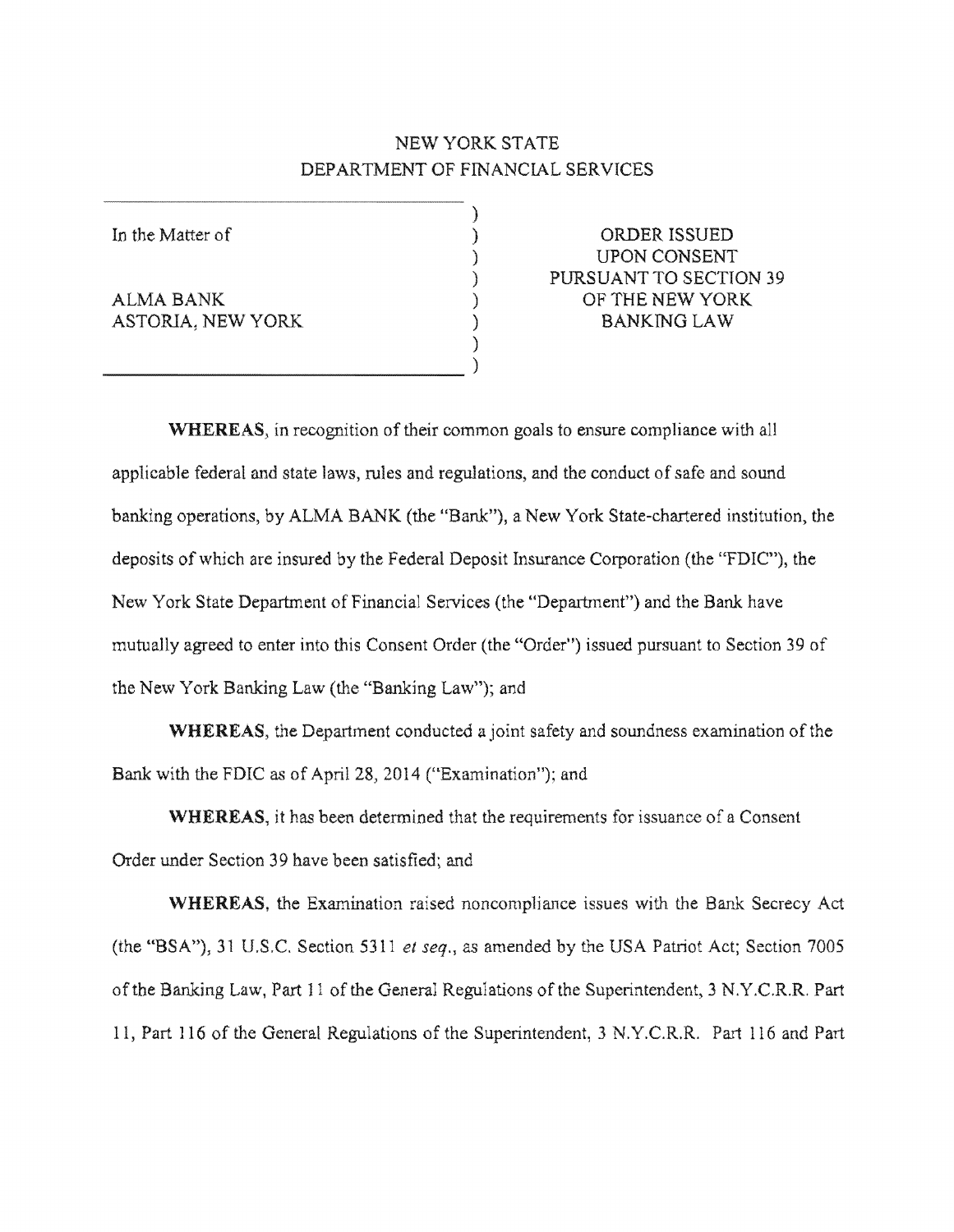NEW YORK STATE
DEPARTMENT OF FINANCIAL SERVICES

| | |
|---|---|
| In the Matter of<br><br>ALMA BANK<br>ASTORIA, NEW YORK | ORDER ISSUED<br>UPON CONSENT<br>PURSUANT TO SECTION 39<br>OF THE NEW YORK<br>BANKING LAW |

**WHEREAS**, in recognition of their common goals to ensure compliance with all applicable federal and state laws, rules and regulations, and the conduct of safe and sound banking operations, by ALMA BANK (the "Bank"), a New York State-chartered institution, the deposits of which are insured by the Federal Deposit Insurance Corporation (the "FDIC"), the New York State Department of Financial Services (the "Department") and the Bank have mutually agreed to enter into this Consent Order (the "Order") issued pursuant to Section 39 of the New York Banking Law (the "Banking Law"); and

**WHEREAS**, the Department conducted a joint safety and soundness examination of the Bank with the FDIC as of April 28, 2014 ("Examination"); and

**WHEREAS**, it has been determined that the requirements for issuance of a Consent Order under Section 39 have been satisfied; and

**WHEREAS**, the Examination raised noncompliance issues with the Bank Secrecy Act (the "BSA"), 31 U.S.C. Section 5311 *et seq.*, as amended by the USA Patriot Act; Section 7005 of the Banking Law, Part 11 of the General Regulations of the Superintendent, 3 N.Y.C.R.R. Part 11, Part 116 of the General Regulations of the Superintendent, 3 N.Y.C.R.R. Part 116 and Part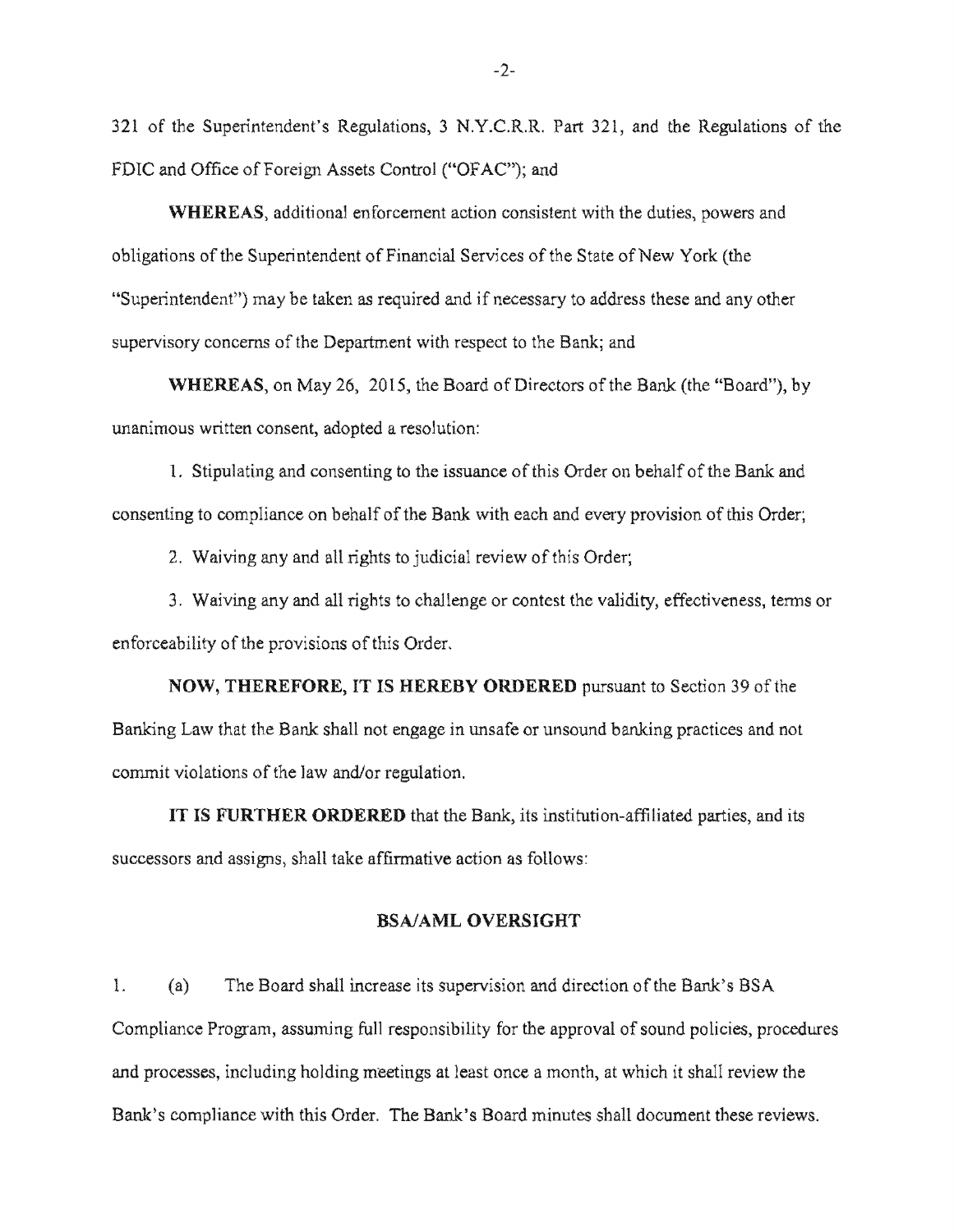321 of the Superintendent's Regulations, 3 N.Y.C.R.R. Part 321, and the Regulations of the FDIC and Office of Foreign Assets Control ("OFAC"); and

**WHEREAS**, additional enforcement action consistent with the duties, powers and obligations of the Superintendent of Financial Services of the State of New York (the "Superintendent") may be taken as required and if necessary to address these and any other supervisory concerns of the Department with respect to the Bank; and

**WHEREAS**, on May 26, 2015, the Board of Directors of the Bank (the "Board"), by unanimous written consent, adopted a resolution:

1. Stipulating and consenting to the issuance of this Order on behalf of the Bank and consenting to compliance on behalf of the Bank with each and every provision of this Order;

2. Waiving any and all rights to judicial review of this Order;

3. Waiving any and all rights to challenge or contest the validity, effectiveness, terms or enforceability of the provisions of this Order.

**NOW, THEREFORE, IT IS HEREBY ORDERED** pursuant to Section 39 of the Banking Law that the Bank shall not engage in unsafe or unsound banking practices and not commit violations of the law and/or regulation.

**IT IS FURTHER ORDERED** that the Bank, its institution-affiliated parties, and its successors and assigns, shall take affirmative action as follows:

## BSA/AML OVERSIGHT

1. (a) The Board shall increase its supervision and direction of the Bank's BSA Compliance Program, assuming full responsibility for the approval of sound policies, procedures and processes, including holding meetings at least once a month, at which it shall review the Bank's compliance with this Order. The Bank's Board minutes shall document these reviews.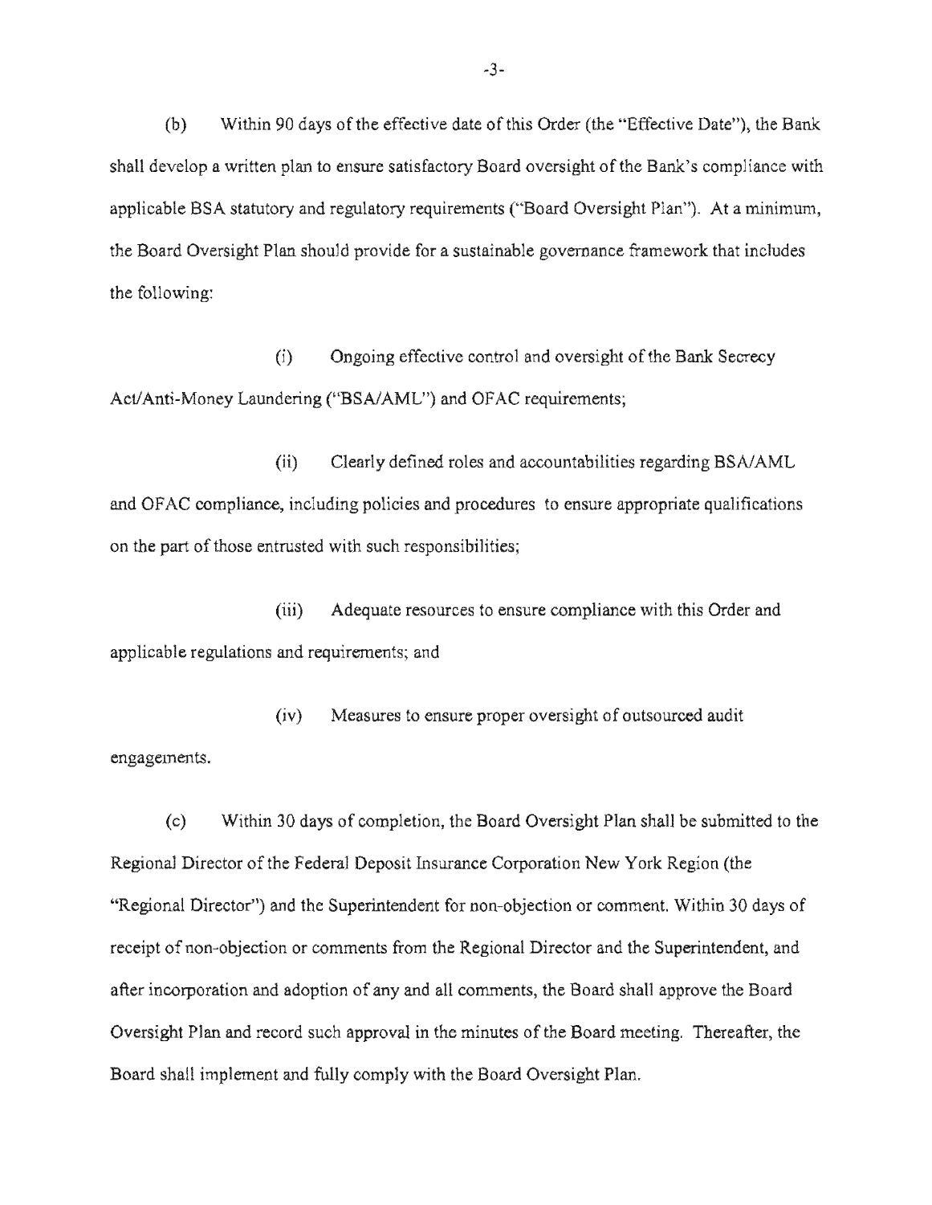(b) Within 90 days of the effective date of this Order (the "Effective Date"), the Bank shall develop a written plan to ensure satisfactory Board oversight of the Bank's compliance with applicable BSA statutory and regulatory requirements ("Board Oversight Plan"). At a minimum, the Board Oversight Plan should provide for a sustainable governance framework that includes the following:

(i) Ongoing effective control and oversight of the Bank Secrecy Act/Anti-Money Laundering ("BSA/AML") and OFAC requirements;

(ii) Clearly defined roles and accountabilities regarding BSA/AML and OFAC compliance, including policies and procedures to ensure appropriate qualifications on the part of those entrusted with such responsibilities;

(iii) Adequate resources to ensure compliance with this Order and applicable regulations and requirements; and

(iv) Measures to ensure proper oversight of outsourced audit engagements.

(c) Within 30 days of completion, the Board Oversight Plan shall be submitted to the Regional Director of the Federal Deposit Insurance Corporation New York Region (the "Regional Director") and the Superintendent for non-objection or comment. Within 30 days of receipt of non-objection or comments from the Regional Director and the Superintendent, and after incorporation and adoption of any and all comments, the Board shall approve the Board Oversight Plan and record such approval in the minutes of the Board meeting. Thereafter, the Board shall implement and fully comply with the Board Oversight Plan.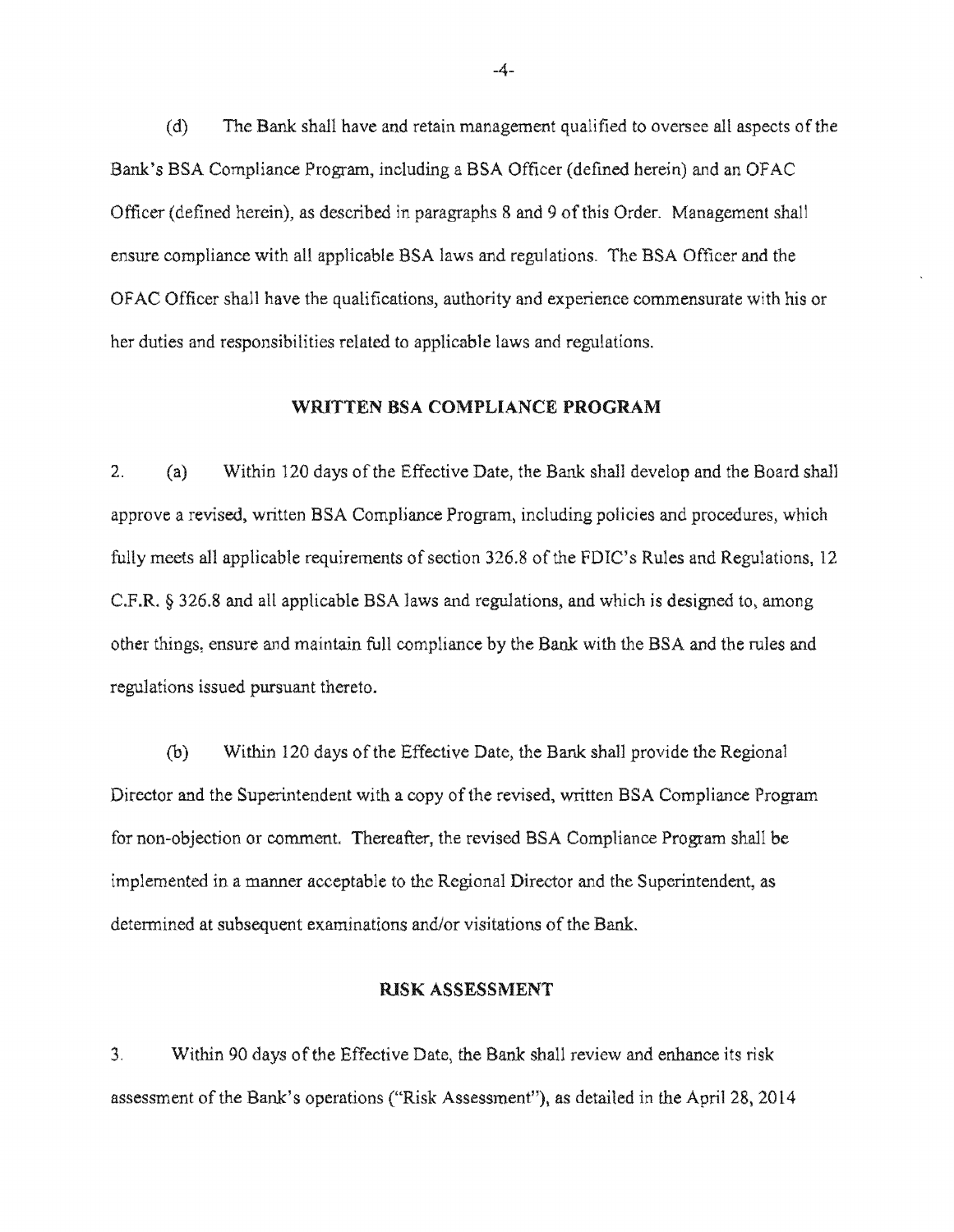(d) The Bank shall have and retain management qualified to oversee all aspects of the Bank's BSA Compliance Program, including a BSA Officer (defined herein) and an OFAC Officer (defined herein), as described in paragraphs 8 and 9 of this Order. Management shall ensure compliance with all applicable BSA laws and regulations. The BSA Officer and the OFAC Officer shall have the qualifications, authority and experience commensurate with his or her duties and responsibilities related to applicable laws and regulations.

## WRITTEN BSA COMPLIANCE PROGRAM

2. (a) Within 120 days of the Effective Date, the Bank shall develop and the Board shall approve a revised, written BSA Compliance Program, including policies and procedures, which fully meets all applicable requirements of section 326.8 of the FDIC's Rules and Regulations, 12 C.F.R. § 326.8 and all applicable BSA laws and regulations, and which is designed to, among other things, ensure and maintain full compliance by the Bank with the BSA and the rules and regulations issued pursuant thereto.

(b) Within 120 days of the Effective Date, the Bank shall provide the Regional Director and the Superintendent with a copy of the revised, written BSA Compliance Program for non-objection or comment. Thereafter, the revised BSA Compliance Program shall be implemented in a manner acceptable to the Regional Director and the Superintendent, as determined at subsequent examinations and/or visitations of the Bank.

## RISK ASSESSMENT

3. Within 90 days of the Effective Date, the Bank shall review and enhance its risk assessment of the Bank's operations ("Risk Assessment"), as detailed in the April 28, 2014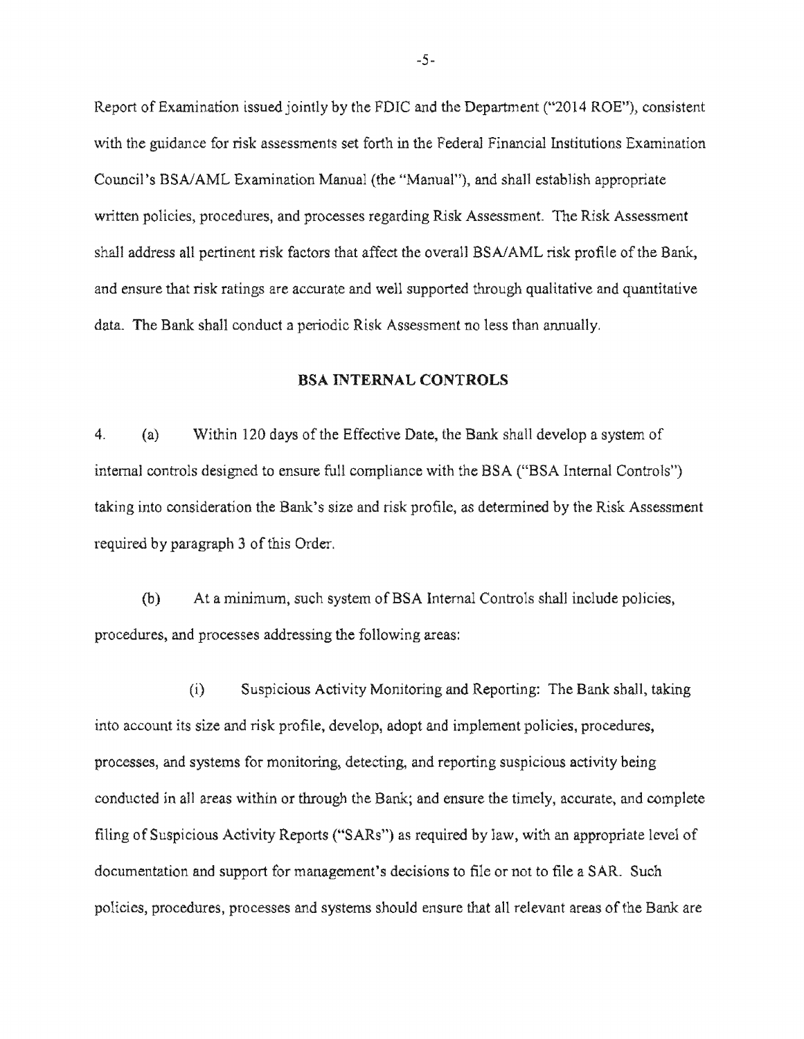Report of Examination issued jointly by the FDIC and the Department ("2014 ROE"), consistent with the guidance for risk assessments set forth in the Federal Financial Institutions Examination Council's BSA/AML Examination Manual (the "Manual"), and shall establish appropriate written policies, procedures, and processes regarding Risk Assessment. The Risk Assessment shall address all pertinent risk factors that affect the overall BSA/AML risk profile of the Bank, and ensure that risk ratings are accurate and well supported through qualitative and quantitative data. The Bank shall conduct a periodic Risk Assessment no less than annually.

## BSA INTERNAL CONTROLS

4. (a) Within 120 days of the Effective Date, the Bank shall develop a system of internal controls designed to ensure full compliance with the BSA ("BSA Internal Controls") taking into consideration the Bank's size and risk profile, as determined by the Risk Assessment required by paragraph 3 of this Order.

(b) At a minimum, such system of BSA Internal Controls shall include policies, procedures, and processes addressing the following areas:

(i) Suspicious Activity Monitoring and Reporting: The Bank shall, taking into account its size and risk profile, develop, adopt and implement policies, procedures, processes, and systems for monitoring, detecting, and reporting suspicious activity being conducted in all areas within or through the Bank; and ensure the timely, accurate, and complete filing of Suspicious Activity Reports ("SARs") as required by law, with an appropriate level of documentation and support for management's decisions to file or not to file a SAR. Such policies, procedures, processes and systems should ensure that all relevant areas of the Bank are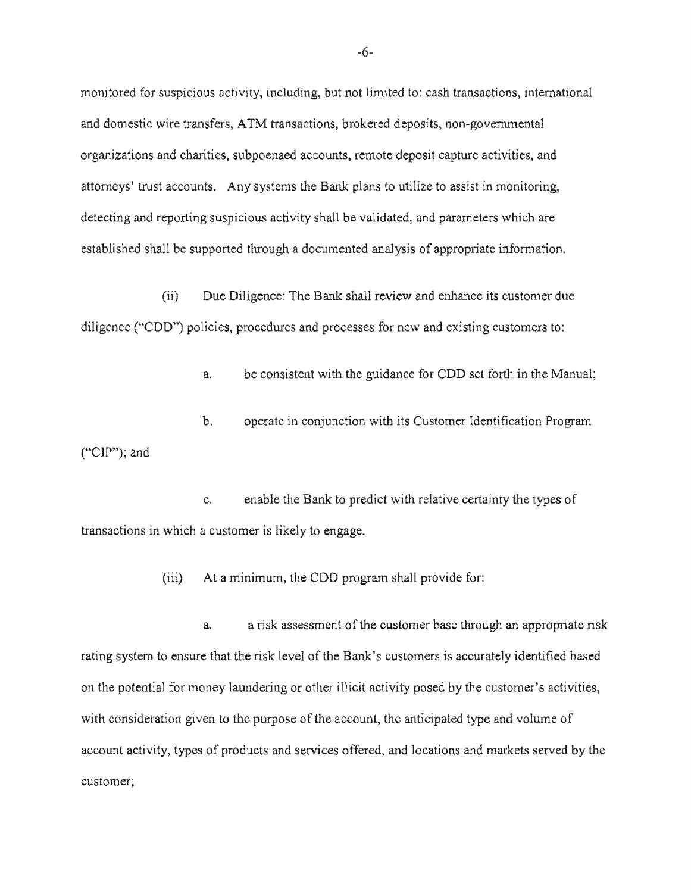monitored for suspicious activity, including, but not limited to: cash transactions, international and domestic wire transfers, ATM transactions, brokered deposits, non-governmental organizations and charities, subpoenaed accounts, remote deposit capture activities, and attorneys' trust accounts. Any systems the Bank plans to utilize to assist in monitoring, detecting and reporting suspicious activity shall be validated, and parameters which are established shall be supported through a documented analysis of appropriate information.

(ii) Due Diligence: The Bank shall review and enhance its customer due diligence ("CDD") policies, procedures and processes for new and existing customers to:

a. be consistent with the guidance for CDD set forth in the Manual;

b. operate in conjunction with its Customer Identification Program ("CIP"); and

c. enable the Bank to predict with relative certainty the types of transactions in which a customer is likely to engage.

(iii) At a minimum, the CDD program shall provide for:

a. a risk assessment of the customer base through an appropriate risk rating system to ensure that the risk level of the Bank's customers is accurately identified based on the potential for money laundering or other illicit activity posed by the customer's activities, with consideration given to the purpose of the account, the anticipated type and volume of account activity, types of products and services offered, and locations and markets served by the customer;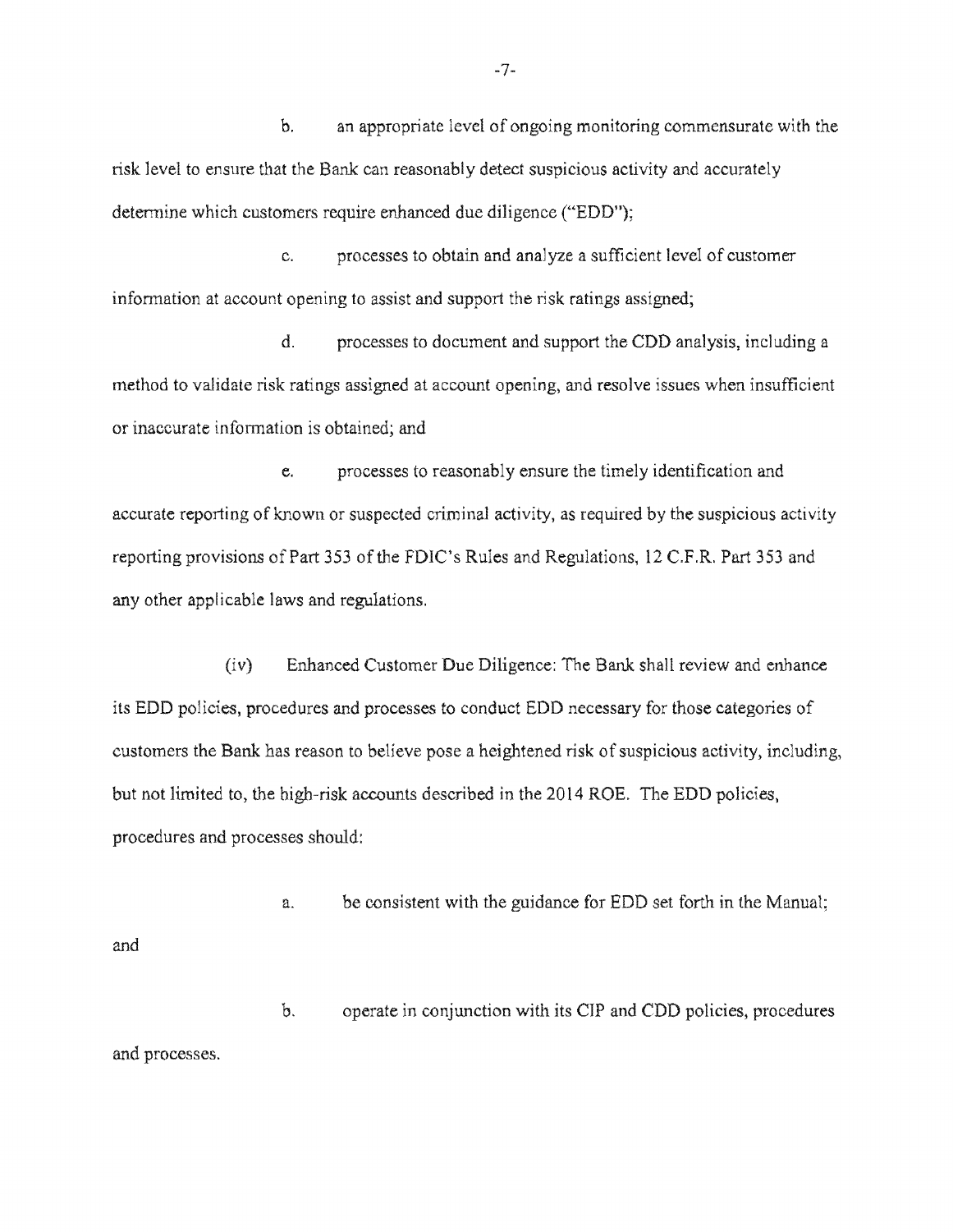b. an appropriate level of ongoing monitoring commensurate with the risk level to ensure that the Bank can reasonably detect suspicious activity and accurately determine which customers require enhanced due diligence ("EDD");

c. processes to obtain and analyze a sufficient level of customer information at account opening to assist and support the risk ratings assigned;

d. processes to document and support the CDD analysis, including a method to validate risk ratings assigned at account opening, and resolve issues when insufficient or inaccurate information is obtained; and

e. processes to reasonably ensure the timely identification and accurate reporting of known or suspected criminal activity, as required by the suspicious activity reporting provisions of Part 353 of the FDIC's Rules and Regulations, 12 C.F.R. Part 353 and any other applicable laws and regulations.

(iv) Enhanced Customer Due Diligence: The Bank shall review and enhance its EDD policies, procedures and processes to conduct EDD necessary for those categories of customers the Bank has reason to believe pose a heightened risk of suspicious activity, including, but not limited to, the high-risk accounts described in the 2014 ROE. The EDD policies, procedures and processes should:

a. be consistent with the guidance for EDD set forth in the Manual; and

b. operate in conjunction with its CIP and CDD policies, procedures and processes.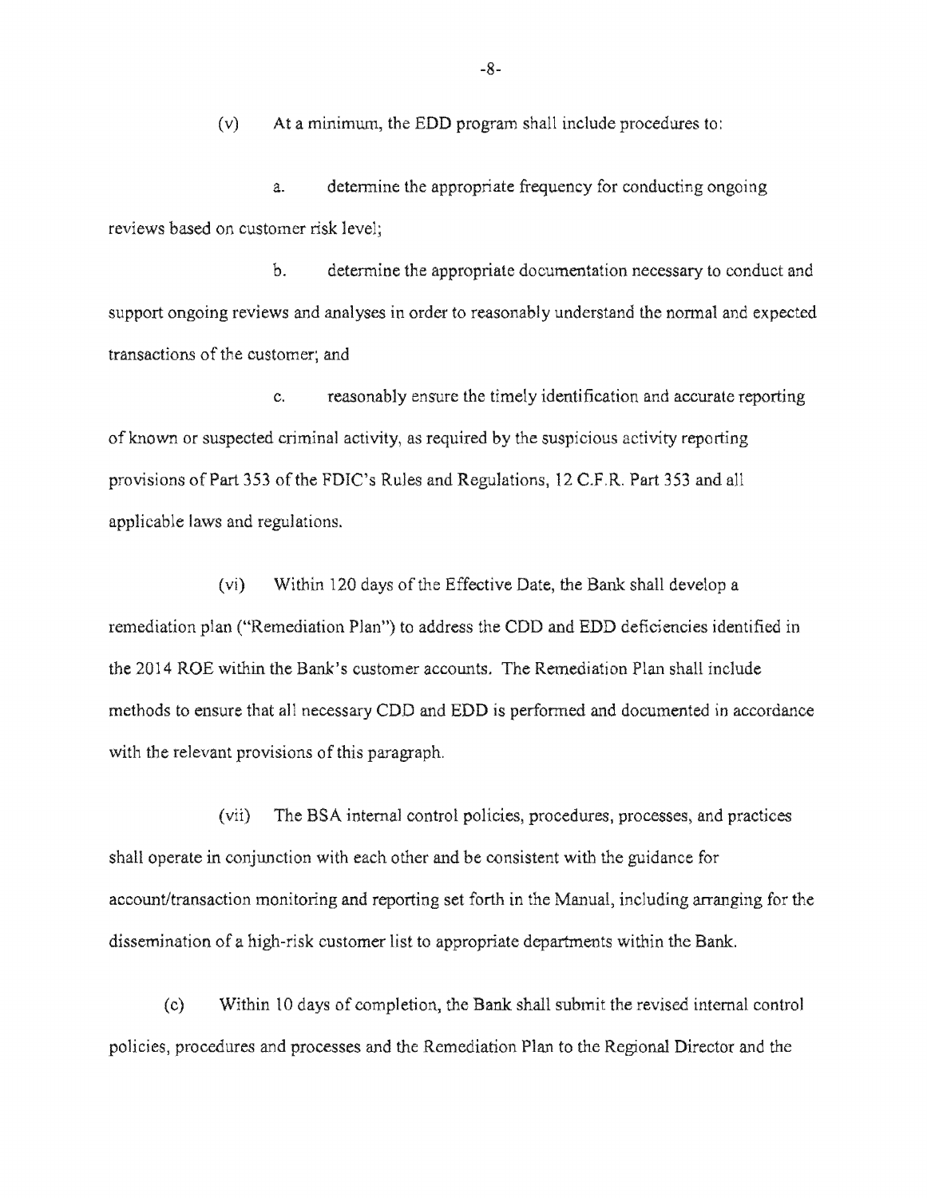(v) At a minimum, the EDD program shall include procedures to:

a. determine the appropriate frequency for conducting ongoing reviews based on customer risk level;

b. determine the appropriate documentation necessary to conduct and support ongoing reviews and analyses in order to reasonably understand the normal and expected transactions of the customer; and

c. reasonably ensure the timely identification and accurate reporting of known or suspected criminal activity, as required by the suspicious activity reporting provisions of Part 353 of the FDIC's Rules and Regulations, 12 C.F.R. Part 353 and all applicable laws and regulations.

(vi) Within 120 days of the Effective Date, the Bank shall develop a remediation plan ("Remediation Plan") to address the CDD and EDD deficiencies identified in the 2014 ROE within the Bank's customer accounts. The Remediation Plan shall include methods to ensure that all necessary CDD and EDD is performed and documented in accordance with the relevant provisions of this paragraph.

(vii) The BSA internal control policies, procedures, processes, and practices shall operate in conjunction with each other and be consistent with the guidance for account/transaction monitoring and reporting set forth in the Manual, including arranging for the dissemination of a high-risk customer list to appropriate departments within the Bank.

(c) Within 10 days of completion, the Bank shall submit the revised internal control policies, procedures and processes and the Remediation Plan to the Regional Director and the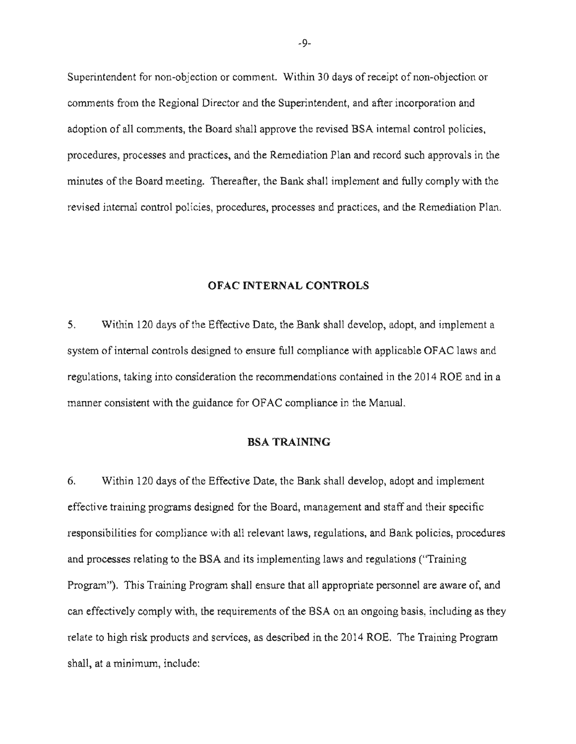Superintendent for non-objection or comment. Within 30 days of receipt of non-objection or comments from the Regional Director and the Superintendent, and after incorporation and adoption of all comments, the Board shall approve the revised BSA internal control policies, procedures, processes and practices, and the Remediation Plan and record such approvals in the minutes of the Board meeting. Thereafter, the Bank shall implement and fully comply with the revised internal control policies, procedures, processes and practices, and the Remediation Plan.

## OFAC INTERNAL CONTROLS

5. Within 120 days of the Effective Date, the Bank shall develop, adopt, and implement a system of internal controls designed to ensure full compliance with applicable OFAC laws and regulations, taking into consideration the recommendations contained in the 2014 ROE and in a manner consistent with the guidance for OFAC compliance in the Manual.

## BSA TRAINING

6. Within 120 days of the Effective Date, the Bank shall develop, adopt and implement effective training programs designed for the Board, management and staff and their specific responsibilities for compliance with all relevant laws, regulations, and Bank policies, procedures and processes relating to the BSA and its implementing laws and regulations ("Training Program"). This Training Program shall ensure that all appropriate personnel are aware of, and can effectively comply with, the requirements of the BSA on an ongoing basis, including as they relate to high risk products and services, as described in the 2014 ROE. The Training Program shall, at a minimum, include: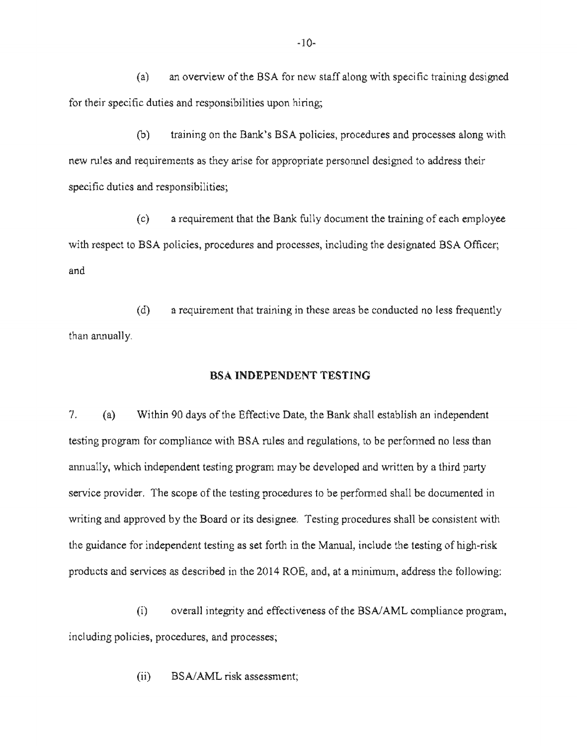(a) an overview of the BSA for new staff along with specific training designed for their specific duties and responsibilities upon hiring;

(b) training on the Bank's BSA policies, procedures and processes along with new rules and requirements as they arise for appropriate personnel designed to address their specific duties and responsibilities;

(c) a requirement that the Bank fully document the training of each employee with respect to BSA policies, procedures and processes, including the designated BSA Officer; and

(d) a requirement that training in these areas be conducted no less frequently than annually.

## BSA INDEPENDENT TESTING

7. (a) Within 90 days of the Effective Date, the Bank shall establish an independent testing program for compliance with BSA rules and regulations, to be performed no less than annually, which independent testing program may be developed and written by a third party service provider. The scope of the testing procedures to be performed shall be documented in writing and approved by the Board or its designee. Testing procedures shall be consistent with the guidance for independent testing as set forth in the Manual, include the testing of high-risk products and services as described in the 2014 ROE, and, at a minimum, address the following:

(i) overall integrity and effectiveness of the BSA/AML compliance program, including policies, procedures, and processes;

(ii) BSA/AML risk assessment;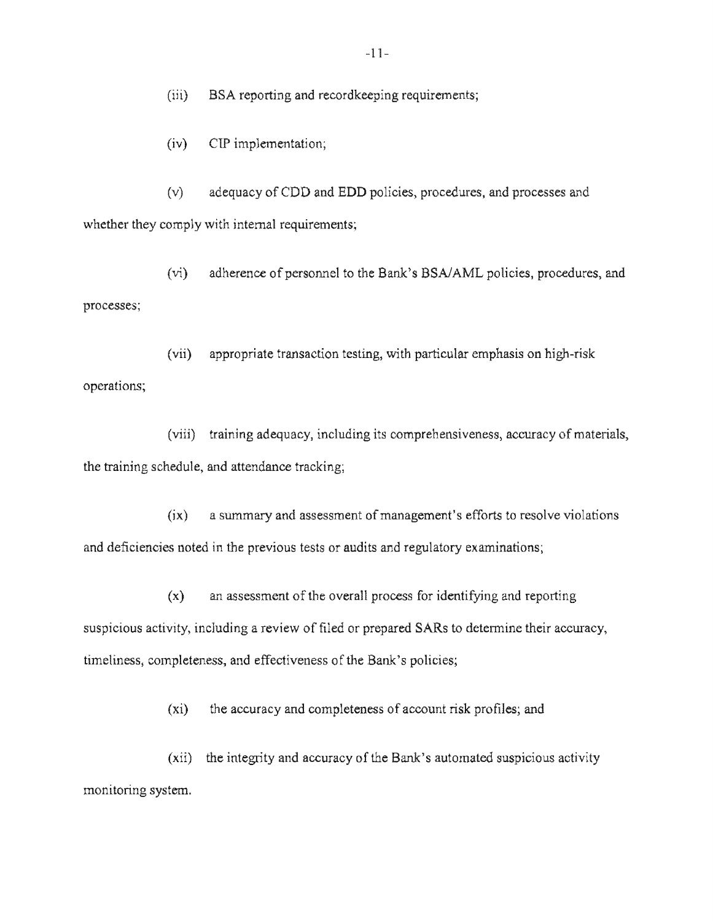(iii) BSA reporting and recordkeeping requirements;

(iv) CIP implementation;

(v) adequacy of CDD and EDD policies, procedures, and processes and whether they comply with internal requirements;

(vi) adherence of personnel to the Bank's BSA/AML policies, procedures, and processes;

(vii) appropriate transaction testing, with particular emphasis on high-risk operations;

(viii) training adequacy, including its comprehensiveness, accuracy of materials, the training schedule, and attendance tracking;

(ix) a summary and assessment of management's efforts to resolve violations and deficiencies noted in the previous tests or audits and regulatory examinations;

(x) an assessment of the overall process for identifying and reporting suspicious activity, including a review of filed or prepared SARs to determine their accuracy, timeliness, completeness, and effectiveness of the Bank's policies;

(xi) the accuracy and completeness of account risk profiles; and

(xii) the integrity and accuracy of the Bank's automated suspicious activity monitoring system.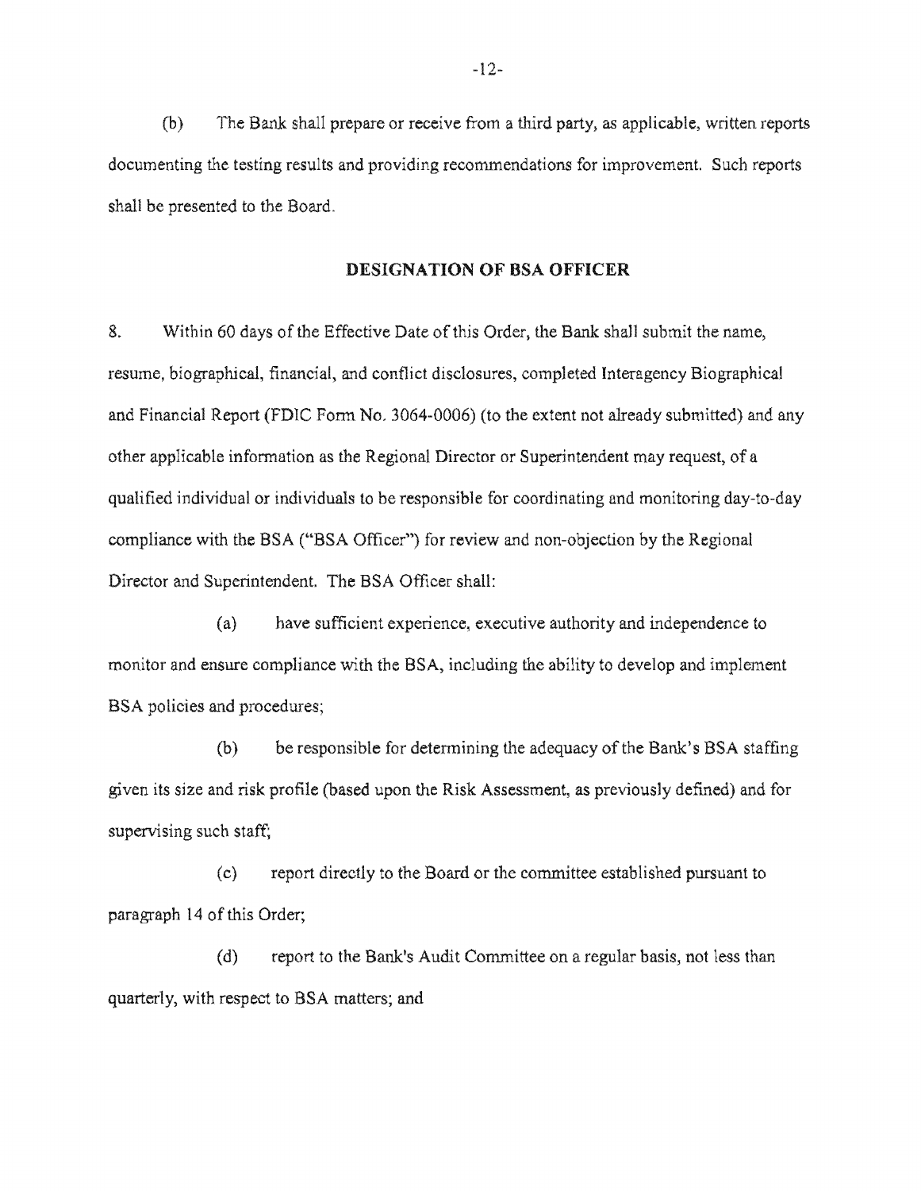(b) The Bank shall prepare or receive from a third party, as applicable, written reports documenting the testing results and providing recommendations for improvement. Such reports shall be presented to the Board.

## DESIGNATION OF BSA OFFICER

8. Within 60 days of the Effective Date of this Order, the Bank shall submit the name, resume, biographical, financial, and conflict disclosures, completed Interagency Biographical and Financial Report (FDIC Form No. 3064-0006) (to the extent not already submitted) and any other applicable information as the Regional Director or Superintendent may request, of a qualified individual or individuals to be responsible for coordinating and monitoring day-to-day compliance with the BSA ("BSA Officer") for review and non-objection by the Regional Director and Superintendent. The BSA Officer shall:

(a) have sufficient experience, executive authority and independence to monitor and ensure compliance with the BSA, including the ability to develop and implement BSA policies and procedures;

(b) be responsible for determining the adequacy of the Bank's BSA staffing given its size and risk profile (based upon the Risk Assessment, as previously defined) and for supervising such staff;

(c) report directly to the Board or the committee established pursuant to paragraph 14 of this Order;

(d) report to the Bank's Audit Committee on a regular basis, not less than quarterly, with respect to BSA matters; and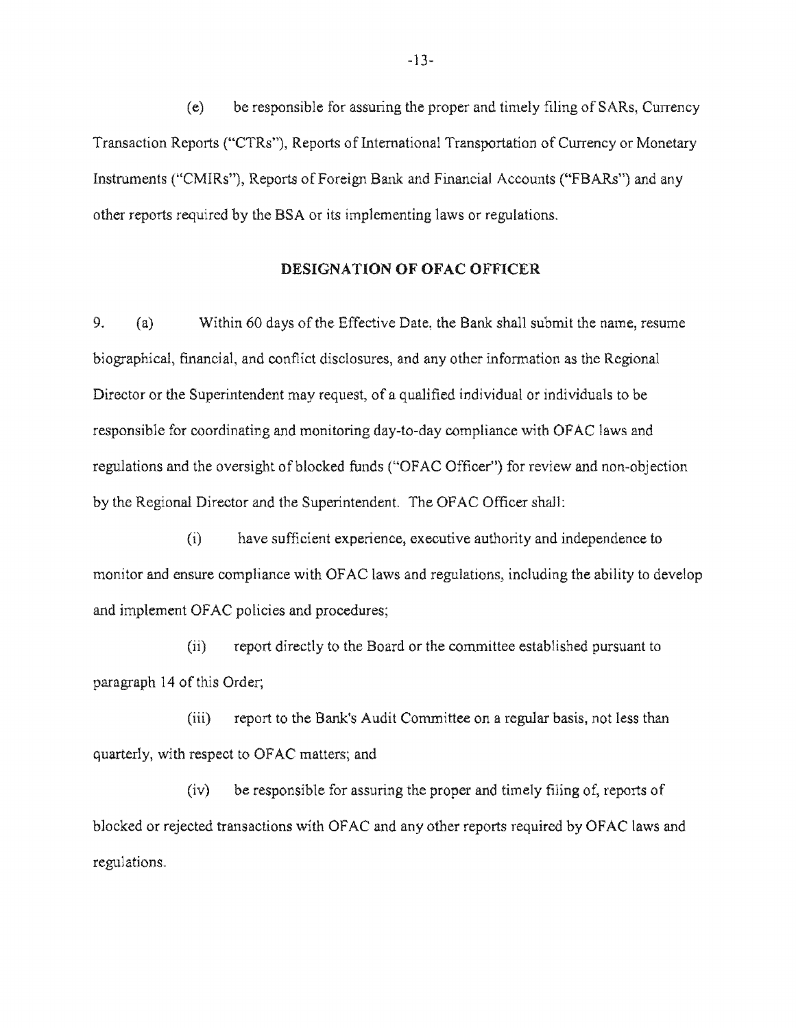(e) be responsible for assuring the proper and timely filing of SARs, Currency Transaction Reports ("CTRs"), Reports of International Transportation of Currency or Monetary Instruments ("CMIRs"), Reports of Foreign Bank and Financial Accounts ("FBARs") and any other reports required by the BSA or its implementing laws or regulations.

## DESIGNATION OF OFAC OFFICER

9. (a) Within 60 days of the Effective Date, the Bank shall submit the name, resume biographical, financial, and conflict disclosures, and any other information as the Regional Director or the Superintendent may request, of a qualified individual or individuals to be responsible for coordinating and monitoring day-to-day compliance with OFAC laws and regulations and the oversight of blocked funds ("OFAC Officer") for review and non-objection by the Regional Director and the Superintendent. The OFAC Officer shall:

(i) have sufficient experience, executive authority and independence to monitor and ensure compliance with OFAC laws and regulations, including the ability to develop and implement OFAC policies and procedures;

(ii) report directly to the Board or the committee established pursuant to paragraph 14 of this Order;

(iii) report to the Bank's Audit Committee on a regular basis, not less than quarterly, with respect to OFAC matters; and

(iv) be responsible for assuring the proper and timely filing of, reports of blocked or rejected transactions with OFAC and any other reports required by OFAC laws and regulations.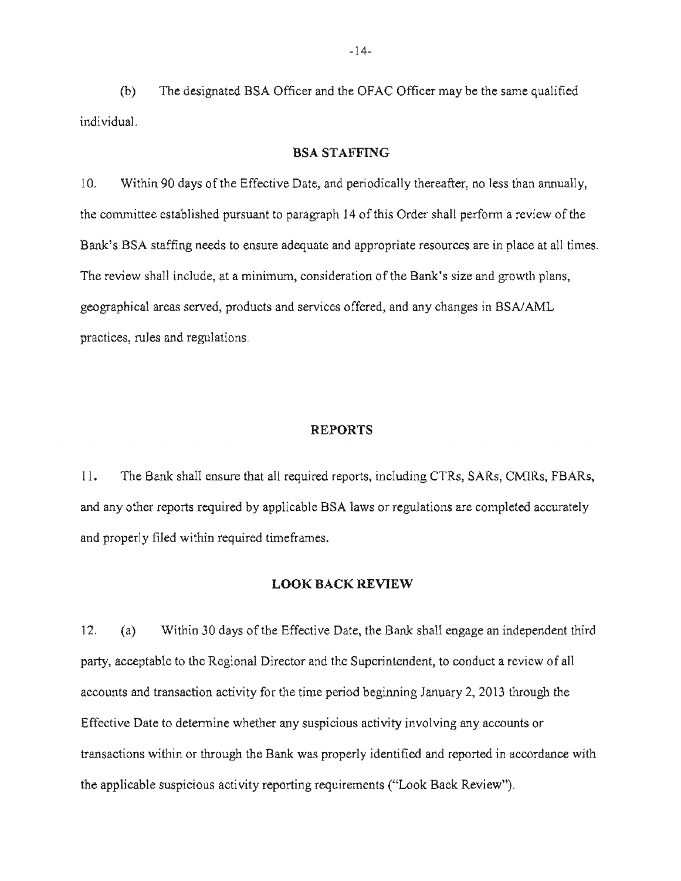(b) The designated BSA Officer and the OFAC Officer may be the same qualified individual.

## BSA STAFFING

10. Within 90 days of the Effective Date, and periodically thereafter, no less than annually, the committee established pursuant to paragraph 14 of this Order shall perform a review of the Bank's BSA staffing needs to ensure adequate and appropriate resources are in place at all times. The review shall include, at a minimum, consideration of the Bank's size and growth plans, geographical areas served, products and services offered, and any changes in BSA/AML practices, rules and regulations.

## REPORTS

11. The Bank shall ensure that all required reports, including CTRs, SARs, CMIRs, FBARs, and any other reports required by applicable BSA laws or regulations are completed accurately and properly filed within required timeframes.

## LOOK BACK REVIEW

12. (a) Within 30 days of the Effective Date, the Bank shall engage an independent third party, acceptable to the Regional Director and the Superintendent, to conduct a review of all accounts and transaction activity for the time period beginning January 2, 2013 through the Effective Date to determine whether any suspicious activity involving any accounts or transactions within or through the Bank was properly identified and reported in accordance with the applicable suspicious activity reporting requirements ("Look Back Review").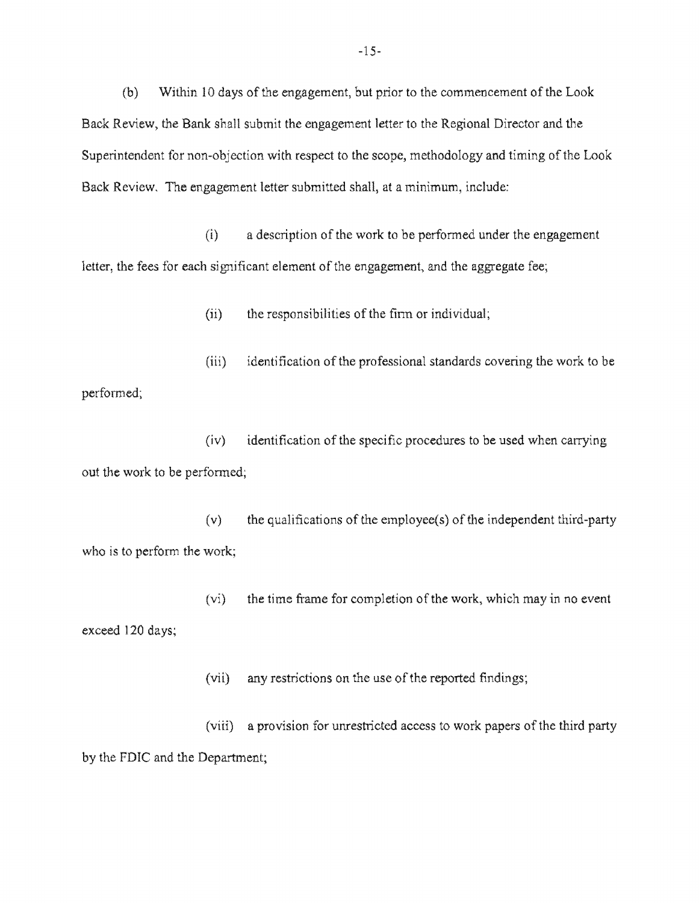(b) Within 10 days of the engagement, but prior to the commencement of the Look Back Review, the Bank shall submit the engagement letter to the Regional Director and the Superintendent for non-objection with respect to the scope, methodology and timing of the Look Back Review. The engagement letter submitted shall, at a minimum, include:

(i) a description of the work to be performed under the engagement letter, the fees for each significant element of the engagement, and the aggregate fee;

(ii) the responsibilities of the firm or individual;

(iii) identification of the professional standards covering the work to be performed;

(iv) identification of the specific procedures to be used when carrying out the work to be performed;

(v) the qualifications of the employee(s) of the independent third-party who is to perform the work;

(vi) the time frame for completion of the work, which may in no event exceed 120 days;

(vii) any restrictions on the use of the reported findings;

(viii) a provision for unrestricted access to work papers of the third party by the FDIC and the Department;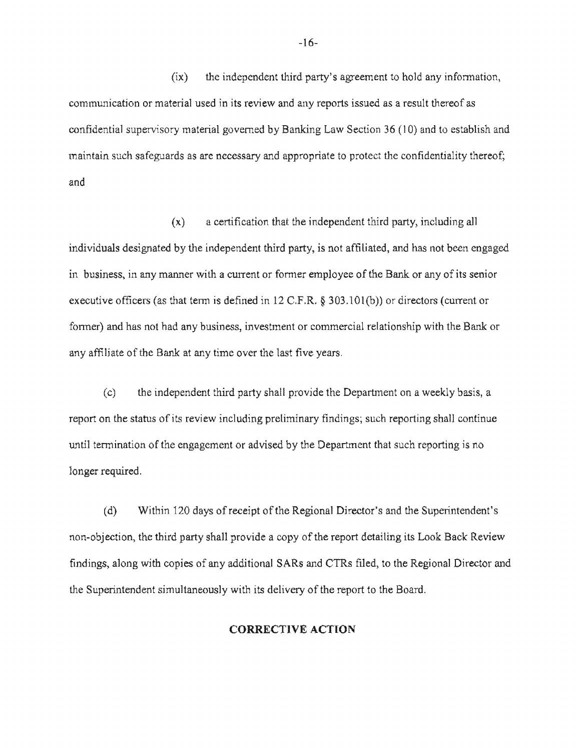(ix) the independent third party's agreement to hold any information, communication or material used in its review and any reports issued as a result thereof as confidential supervisory material governed by Banking Law Section 36 (10) and to establish and maintain such safeguards as are necessary and appropriate to protect the confidentiality thereof; and

(x) a certification that the independent third party, including all individuals designated by the independent third party, is not affiliated, and has not been engaged in business, in any manner with a current or former employee of the Bank or any of its senior executive officers (as that term is defined in 12 C.F.R. § 303.101(b)) or directors (current or former) and has not had any business, investment or commercial relationship with the Bank or any affiliate of the Bank at any time over the last five years.

(c) the independent third party shall provide the Department on a weekly basis, a report on the status of its review including preliminary findings; such reporting shall continue until termination of the engagement or advised by the Department that such reporting is no longer required.

(d) Within 120 days of receipt of the Regional Director's and the Superintendent's non-objection, the third party shall provide a copy of the report detailing its Look Back Review findings, along with copies of any additional SARs and CTRs filed, to the Regional Director and the Superintendent simultaneously with its delivery of the report to the Board.

## CORRECTIVE ACTION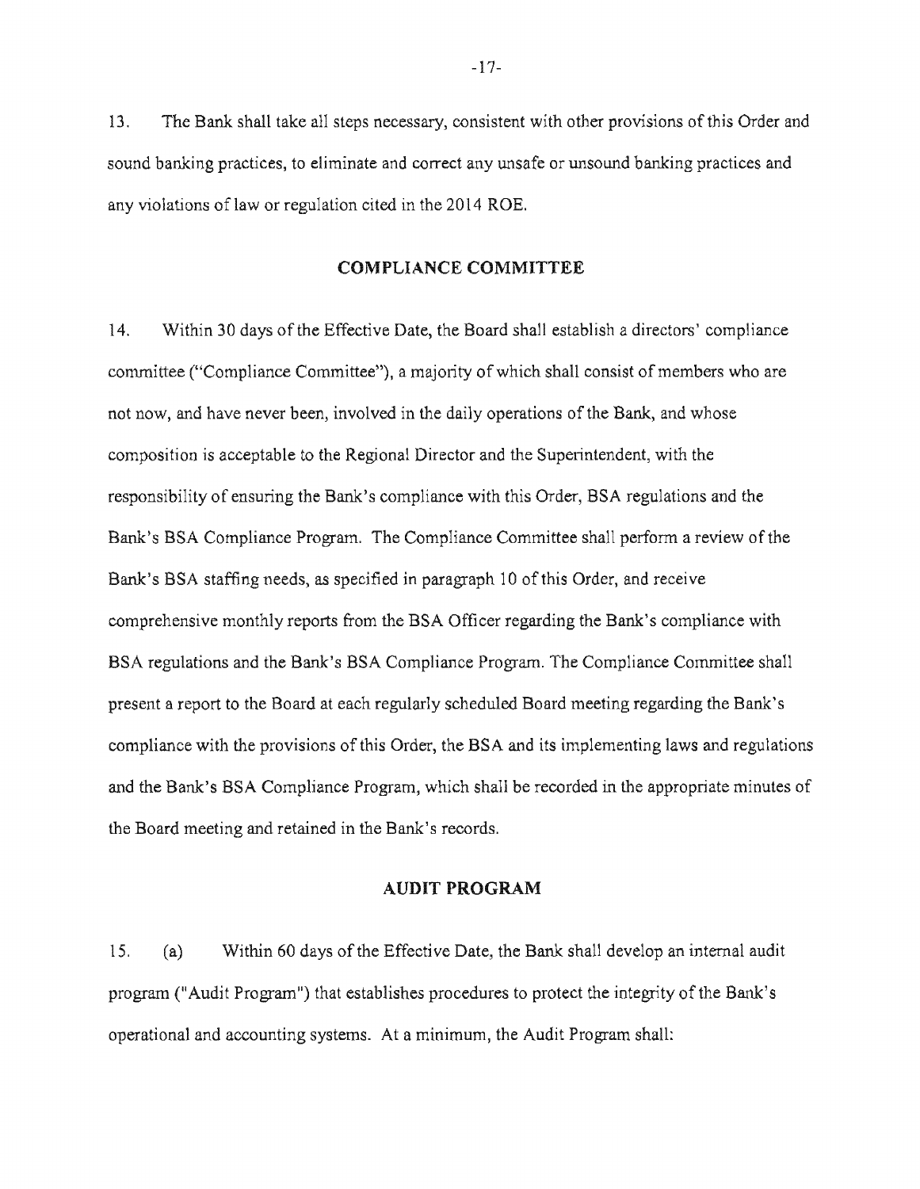13. The Bank shall take all steps necessary, consistent with other provisions of this Order and sound banking practices, to eliminate and correct any unsafe or unsound banking practices and any violations of law or regulation cited in the 2014 ROE.

## COMPLIANCE COMMITTEE

14. Within 30 days of the Effective Date, the Board shall establish a directors' compliance committee ("Compliance Committee"), a majority of which shall consist of members who are not now, and have never been, involved in the daily operations of the Bank, and whose composition is acceptable to the Regional Director and the Superintendent, with the responsibility of ensuring the Bank's compliance with this Order, BSA regulations and the Bank's BSA Compliance Program. The Compliance Committee shall perform a review of the Bank's BSA staffing needs, as specified in paragraph 10 of this Order, and receive comprehensive monthly reports from the BSA Officer regarding the Bank's compliance with BSA regulations and the Bank's BSA Compliance Program. The Compliance Committee shall present a report to the Board at each regularly scheduled Board meeting regarding the Bank's compliance with the provisions of this Order, the BSA and its implementing laws and regulations and the Bank's BSA Compliance Program, which shall be recorded in the appropriate minutes of the Board meeting and retained in the Bank's records.

## AUDIT PROGRAM

15. (a) Within 60 days of the Effective Date, the Bank shall develop an internal audit program ("Audit Program") that establishes procedures to protect the integrity of the Bank's operational and accounting systems. At a minimum, the Audit Program shall: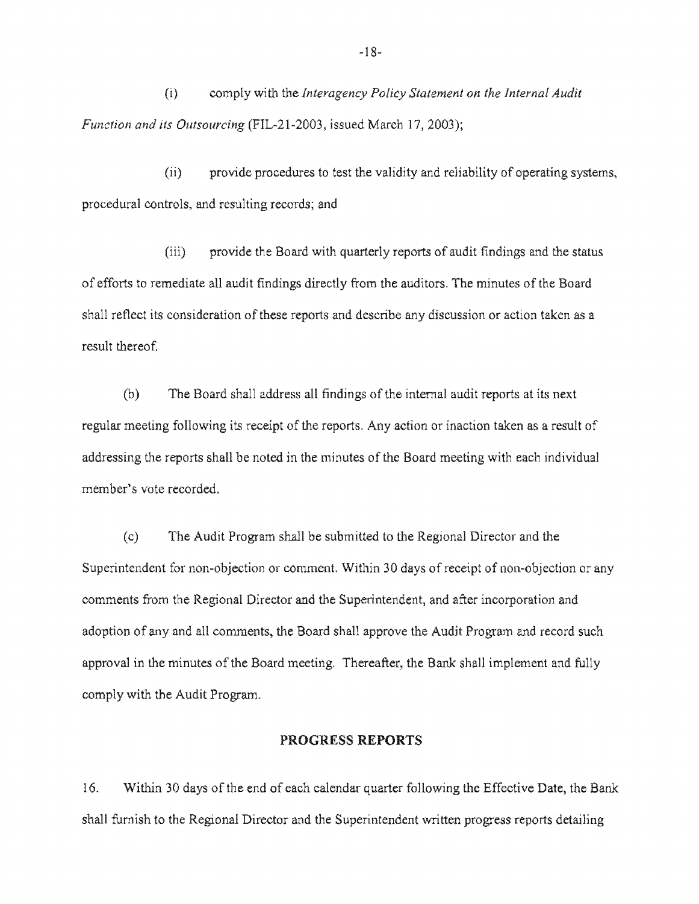(i) comply with the *Interagency Policy Statement on the Internal Audit Function and its Outsourcing* (FIL-21-2003, issued March 17, 2003);

(ii) provide procedures to test the validity and reliability of operating systems, procedural controls, and resulting records; and

(iii) provide the Board with quarterly reports of audit findings and the status of efforts to remediate all audit findings directly from the auditors. The minutes of the Board shall reflect its consideration of these reports and describe any discussion or action taken as a result thereof.

(b) The Board shall address all findings of the internal audit reports at its next regular meeting following its receipt of the reports. Any action or inaction taken as a result of addressing the reports shall be noted in the minutes of the Board meeting with each individual member's vote recorded.

(c) The Audit Program shall be submitted to the Regional Director and the Superintendent for non-objection or comment. Within 30 days of receipt of non-objection or any comments from the Regional Director and the Superintendent, and after incorporation and adoption of any and all comments, the Board shall approve the Audit Program and record such approval in the minutes of the Board meeting. Thereafter, the Bank shall implement and fully comply with the Audit Program.

## PROGRESS REPORTS

16. Within 30 days of the end of each calendar quarter following the Effective Date, the Bank shall furnish to the Regional Director and the Superintendent written progress reports detailing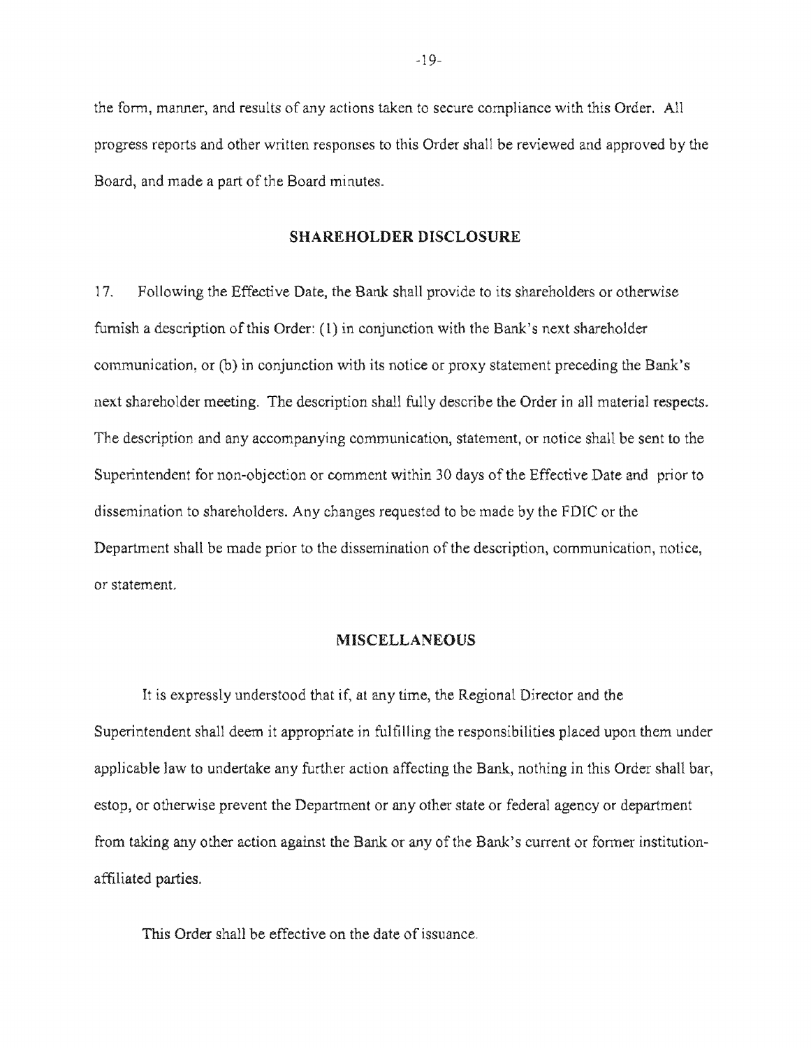the form, manner, and results of any actions taken to secure compliance with this Order. All progress reports and other written responses to this Order shall be reviewed and approved by the Board, and made a part of the Board minutes.

## SHAREHOLDER DISCLOSURE

17. Following the Effective Date, the Bank shall provide to its shareholders or otherwise furnish a description of this Order: (1) in conjunction with the Bank's next shareholder communication, or (b) in conjunction with its notice or proxy statement preceding the Bank's next shareholder meeting. The description shall fully describe the Order in all material respects. The description and any accompanying communication, statement, or notice shall be sent to the Superintendent for non-objection or comment within 30 days of the Effective Date and prior to dissemination to shareholders. Any changes requested to be made by the FDIC or the Department shall be made prior to the dissemination of the description, communication, notice, or statement.

## MISCELLANEOUS

It is expressly understood that if, at any time, the Regional Director and the Superintendent shall deem it appropriate in fulfilling the responsibilities placed upon them under applicable law to undertake any further action affecting the Bank, nothing in this Order shall bar, estop, or otherwise prevent the Department or any other state or federal agency or department from taking any other action against the Bank or any of the Bank's current or former institution-affiliated parties.

This Order shall be effective on the date of issuance.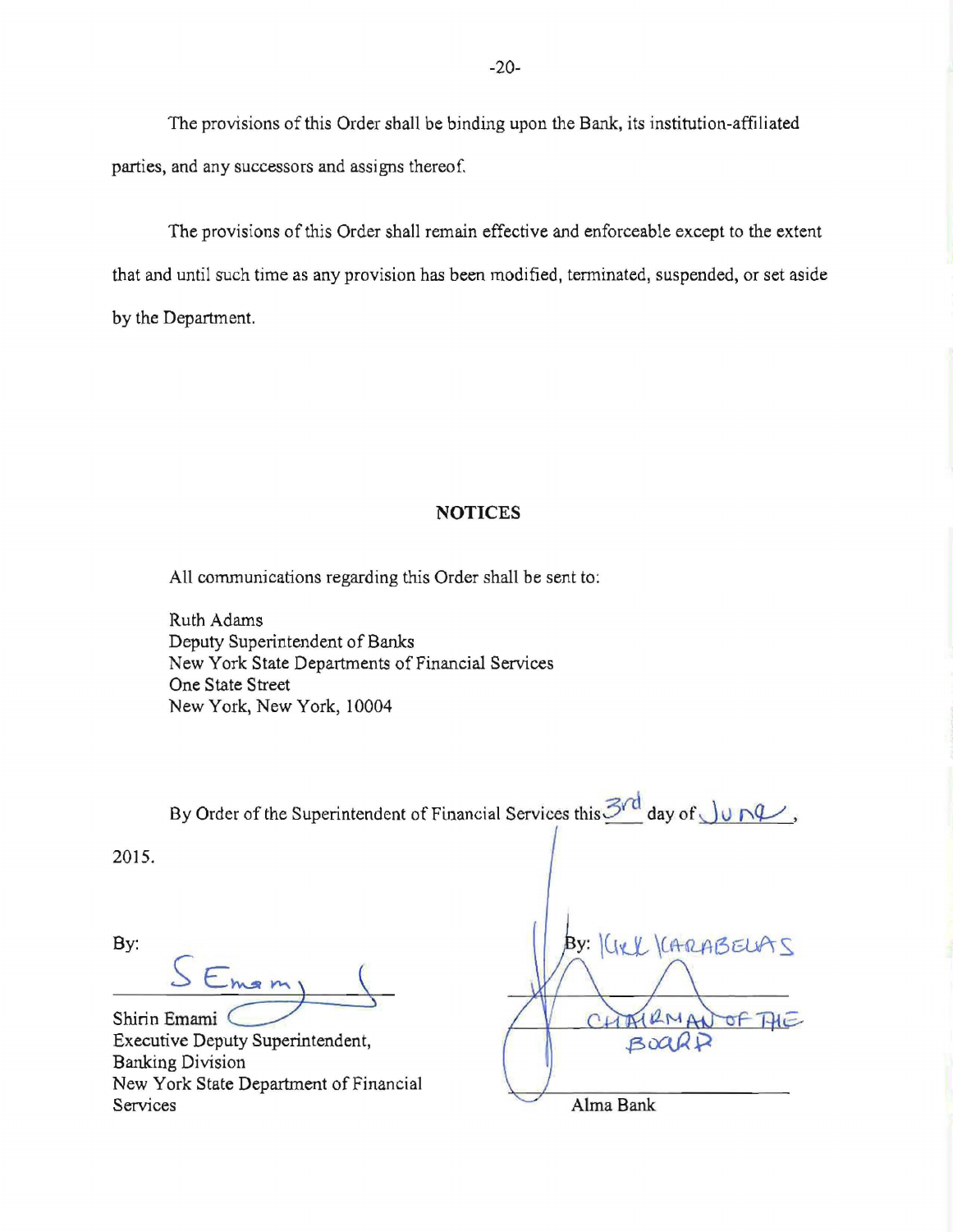The provisions of this Order shall be binding upon the Bank, its institution-affiliated parties, and any successors and assigns thereof.

The provisions of this Order shall remain effective and enforceable except to the extent that and until such time as any provision has been modified, terminated, suspended, or set aside by the Department.

## NOTICES

All communications regarding this Order shall be sent to:

Ruth Adams
Deputy Superintendent of Banks
New York State Departments of Financial Services
One State Street
New York, New York, 10004

By Order of the Superintendent of Financial Services this 3rd day of June, 2015.

By: S Emami

Shirin Emami
Executive Deputy Superintendent,
Banking Division
New York State Department of Financial Services

By: Gus Karabelas

Chairman of the Board

Alma Bank